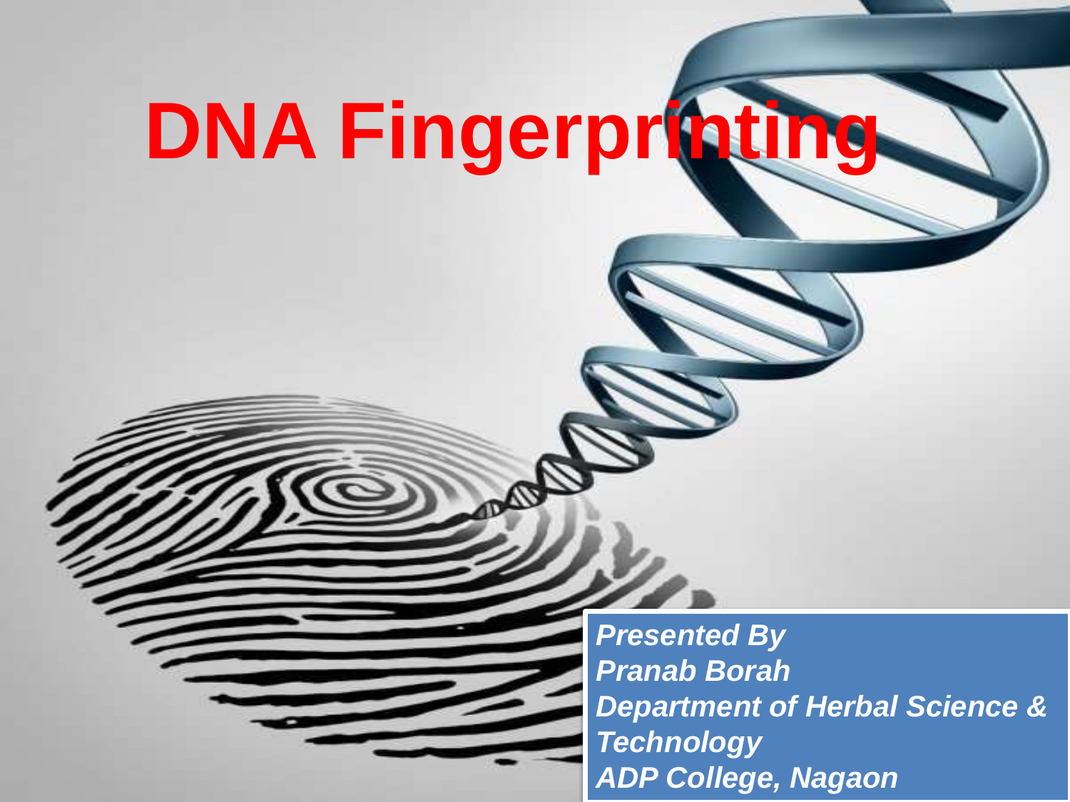# DNA Fingerprinting

***Presented By***
***Pranab Borah***
***Department of Herbal Science & Technology***
***ADP College, Nagaon***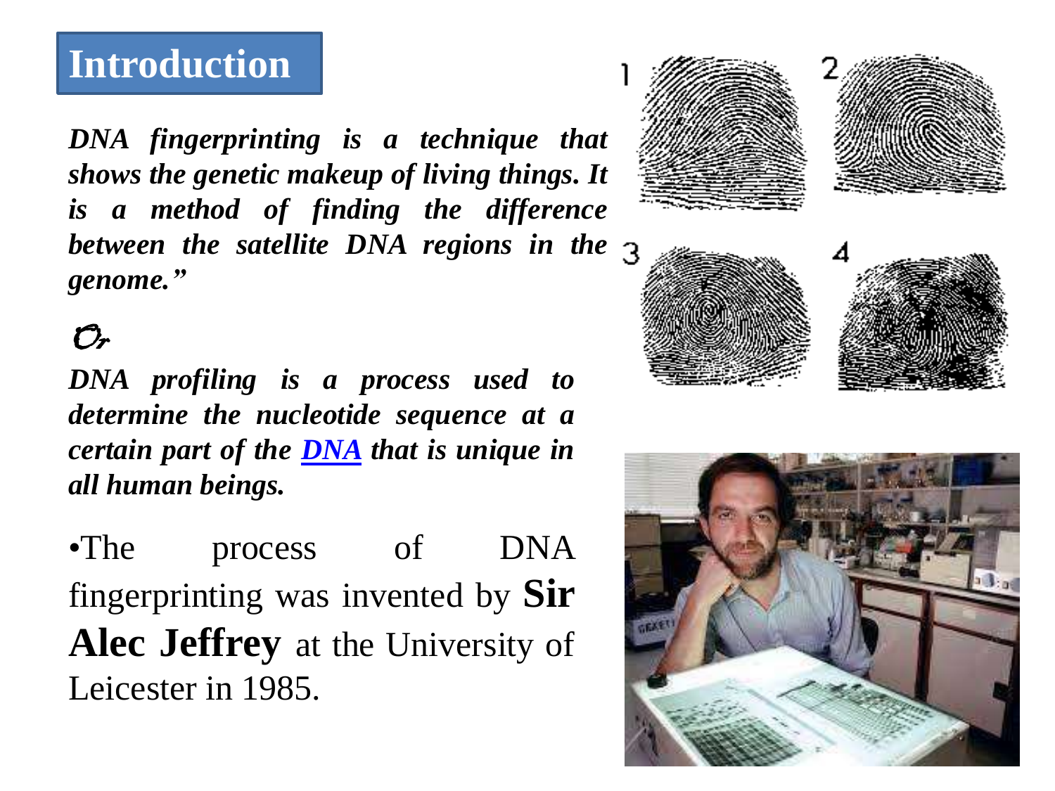# Introduction

***DNA fingerprinting is a technique that shows the genetic makeup of living things. It is a method of finding the difference between the satellite DNA regions in the genome."***

*Or*

***DNA profiling is a process used to determine the nucleotide sequence at a certain part of the DNA that is unique in all human beings.***

- The process of DNA fingerprinting was invented by **Sir Alec Jeffrey** at the University of Leicester in 1985.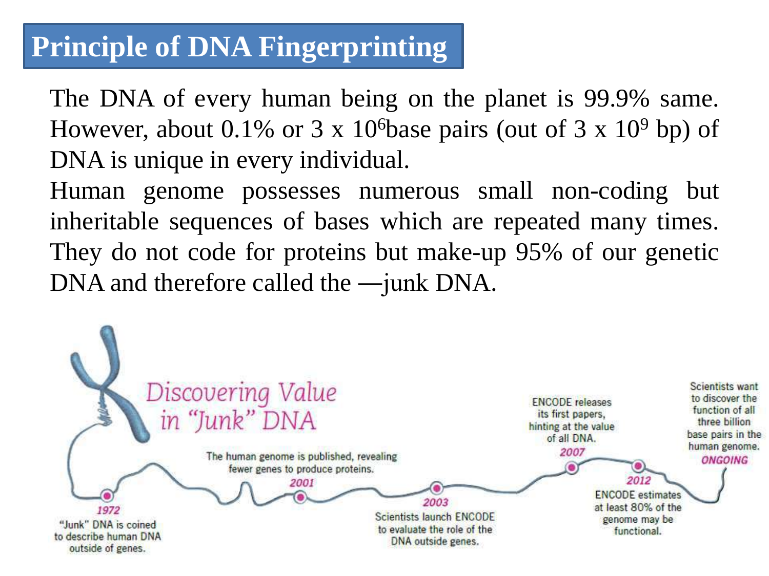# Principle of DNA Fingerprinting

The DNA of every human being on the planet is 99.9% same. However, about 0.1% or 3 x $10^6$ base pairs (out of 3 x $10^9$ bp) of DNA is unique in every individual.

Human genome possesses numerous small non-coding but inheritable sequences of bases which are repeated many times. They do not code for proteins but make-up 95% of our genetic DNA and therefore called the ―junk DNA.

Discovering Value in "Junk" DNA

**1972** "Junk" DNA is coined to describe human DNA outside of genes.

**2001** The human genome is published, revealing fewer genes to produce proteins.

**2003** Scientists launch ENCODE to evaluate the role of the DNA outside genes.

**2007** ENCODE releases its first papers, hinting at the value of all DNA.

**2012** ENCODE estimates at least 80% of the genome may be functional.

**ONGOING** Scientists want to discover the function of all three billion base pairs in the human genome.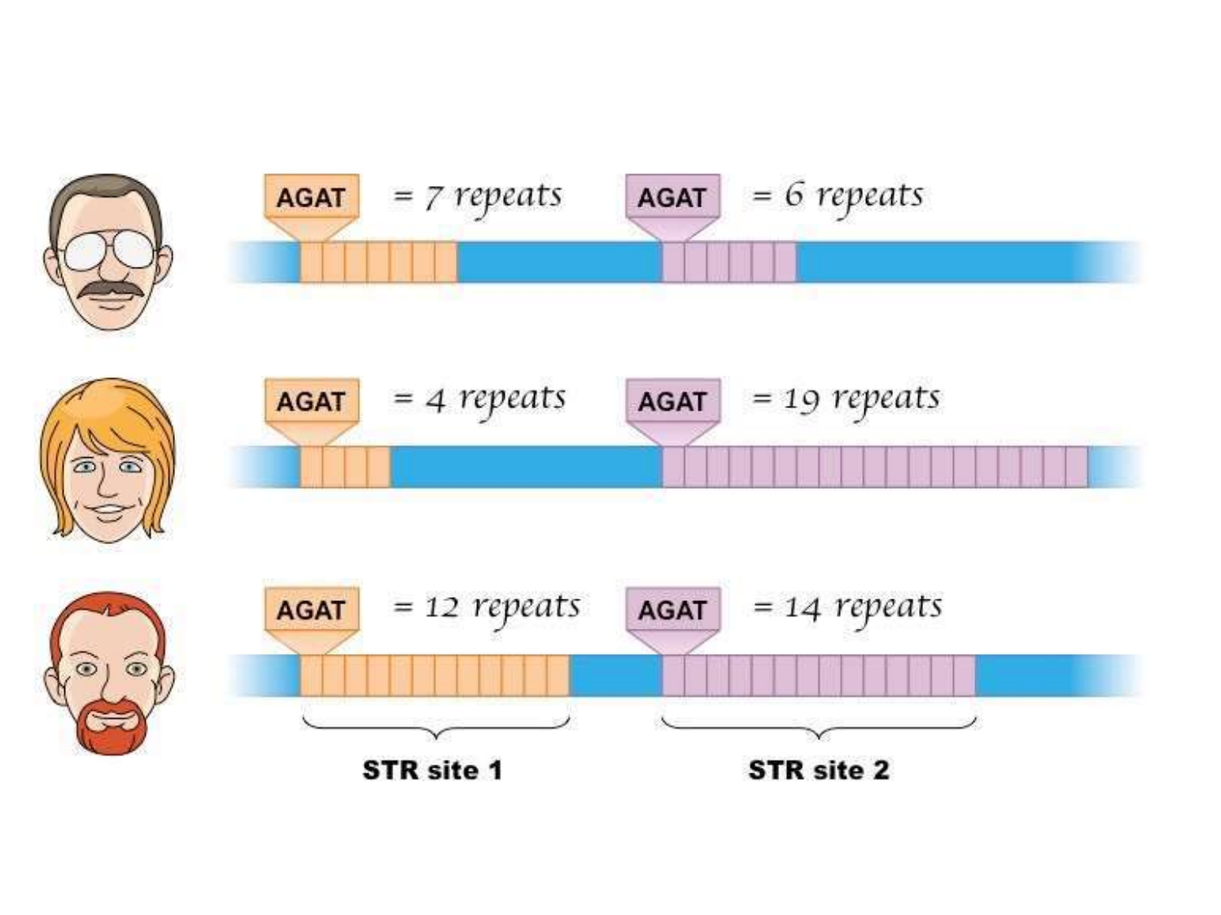AGAT = 7 repeats AGAT = 6 repeats

AGAT = 4 repeats AGAT = 19 repeats

AGAT = 12 repeats AGAT = 14 repeats

STR site 1 STR site 2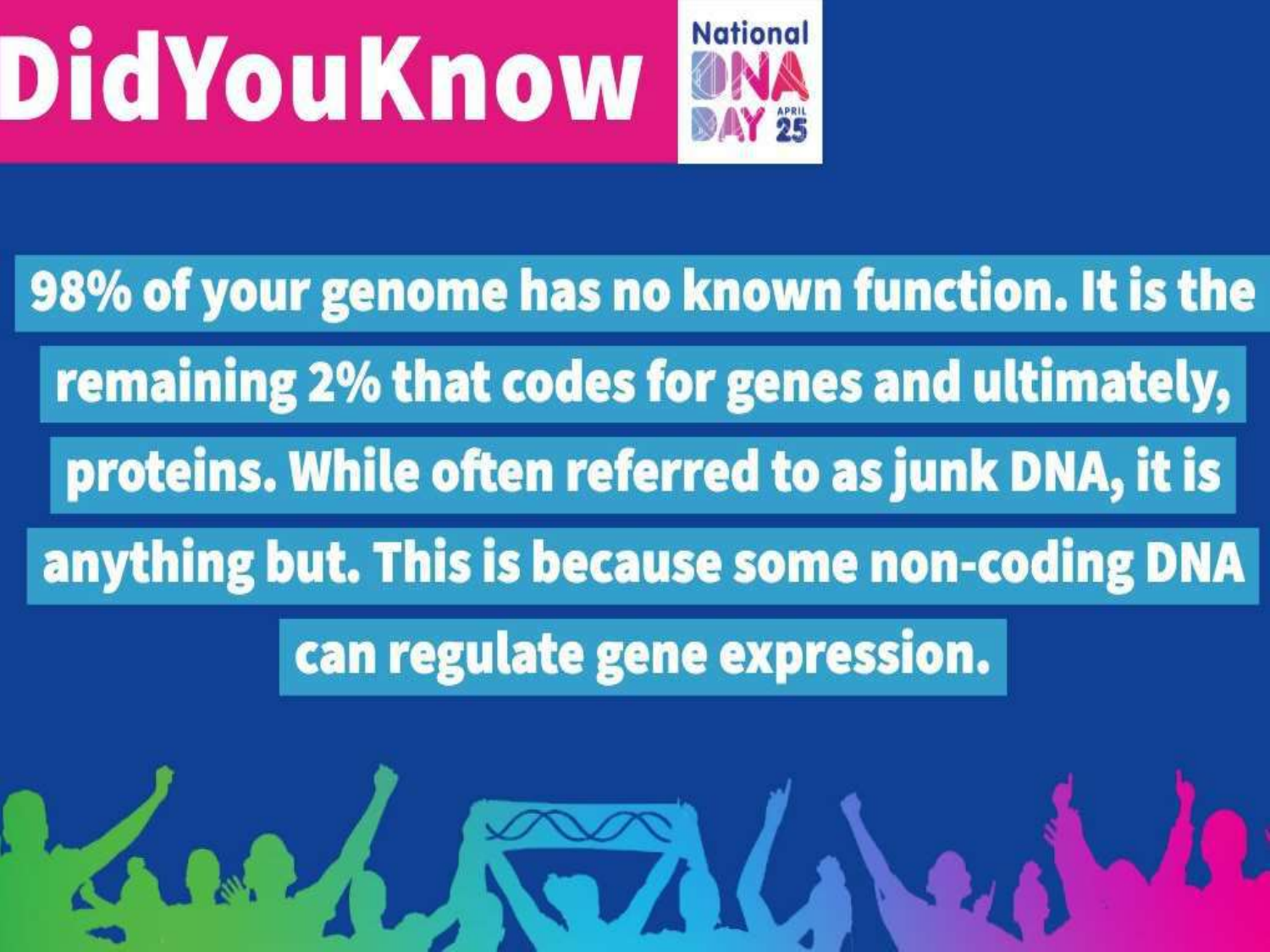# DidYouKnow

National DNA Day APRIL 25

98% of your genome has no known function. It is the remaining 2% that codes for genes and ultimately, proteins. While often referred to as junk DNA, it is anything but. This is because some non-coding DNA can regulate gene expression.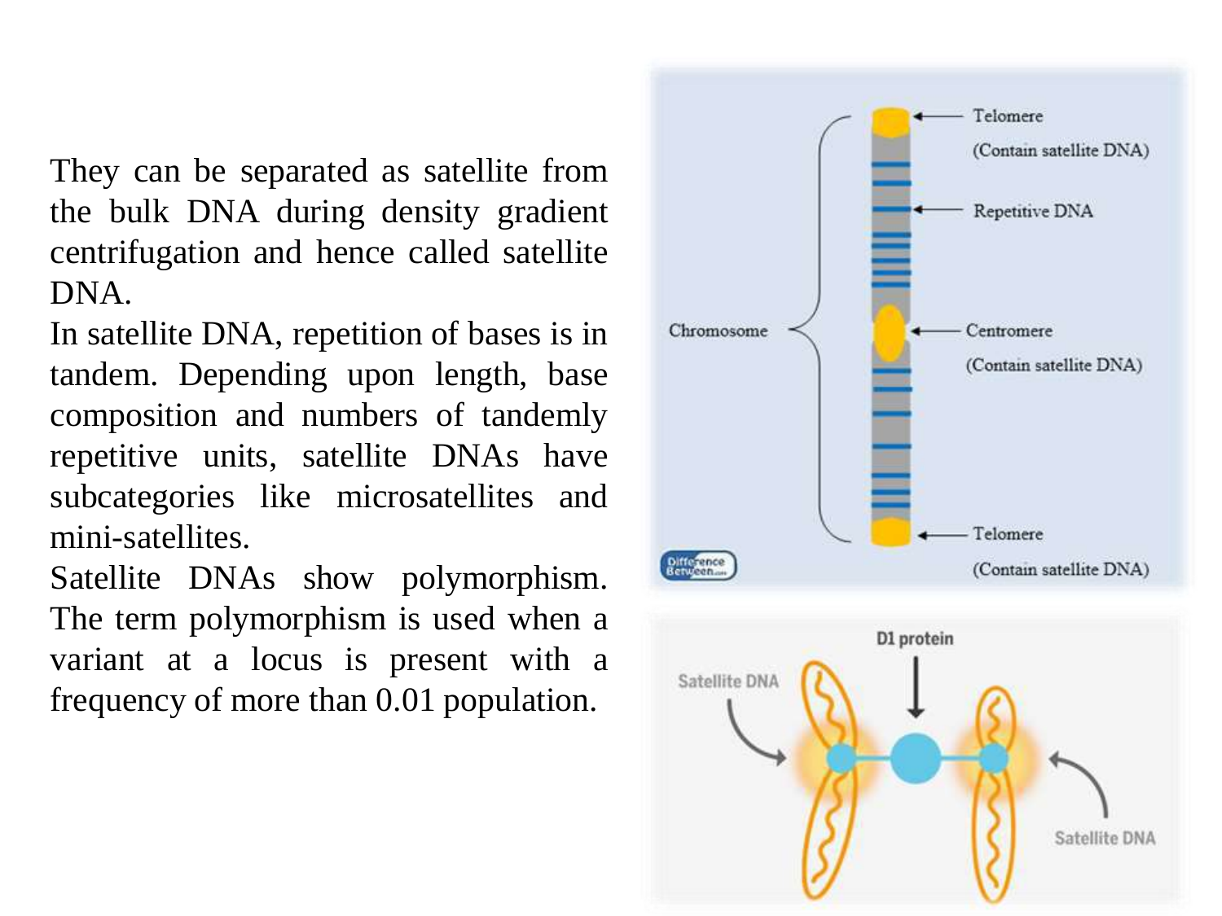They can be separated as satellite from the bulk DNA during density gradient centrifugation and hence called satellite DNA.

In satellite DNA, repetition of bases is in tandem. Depending upon length, base composition and numbers of tandemly repetitive units, satellite DNAs have subcategories like microsatellites and mini-satellites.

Satellite DNAs show polymorphism. The term polymorphism is used when a variant at a locus is present with a frequency of more than 0.01 population.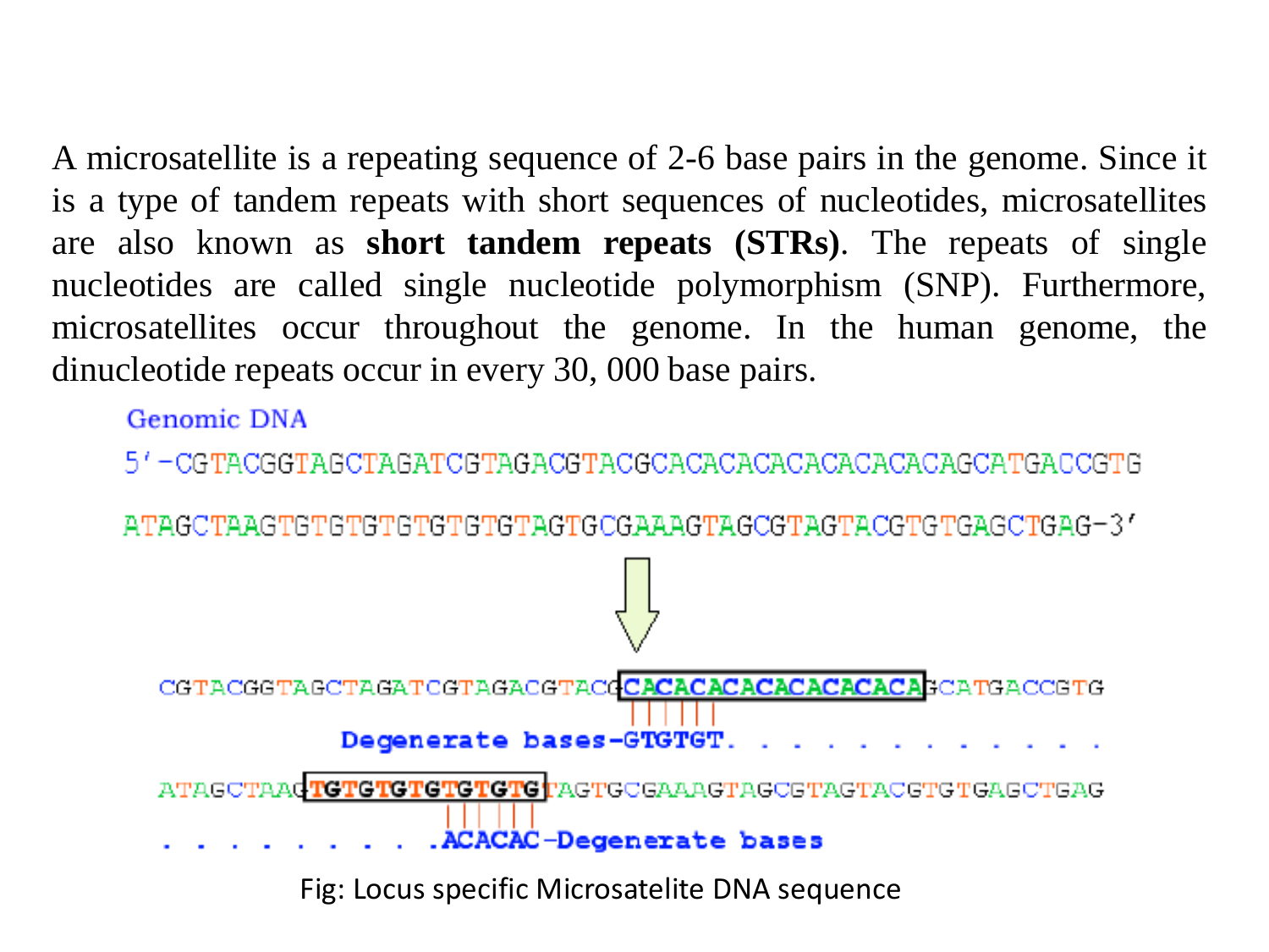A microsatellite is a repeating sequence of 2-6 base pairs in the genome. Since it is a type of tandem repeats with short sequences of nucleotides, microsatellites are also known as **short tandem repeats (STRs)**. The repeats of single nucleotides are called single nucleotide polymorphism (SNP). Furthermore, microsatellites occur throughout the genome. In the human genome, the dinucleotide repeats occur in every 30, 000 base pairs.

Genomic DNA

5′-CGTACGGTAGCTAGATCGTAGACGTACGCACACACACACACACACAGCATGACCGTG

ATAGCTAAGTGTGTGTGTGTGTGTAGTGCGAAAGTAGCGTAGTACGTGTGAGCTGAG-3′

CGTACGGTAGCTAGATCGTAGACGTACG**CACACACACACACACACA**GCATGACCGTG

Degenerate bases-GTGTGT. . . . . . . . . . . . .

ATAGCTAAG**TGTGTGTGTGTGTG**TAGTGCGAAAGTAGCGTAGTACGTGTGAGCTGAG

. . . . . . . . . .ACACAC-Degenerate bases

Fig: Locus specific Microsatelite DNA sequence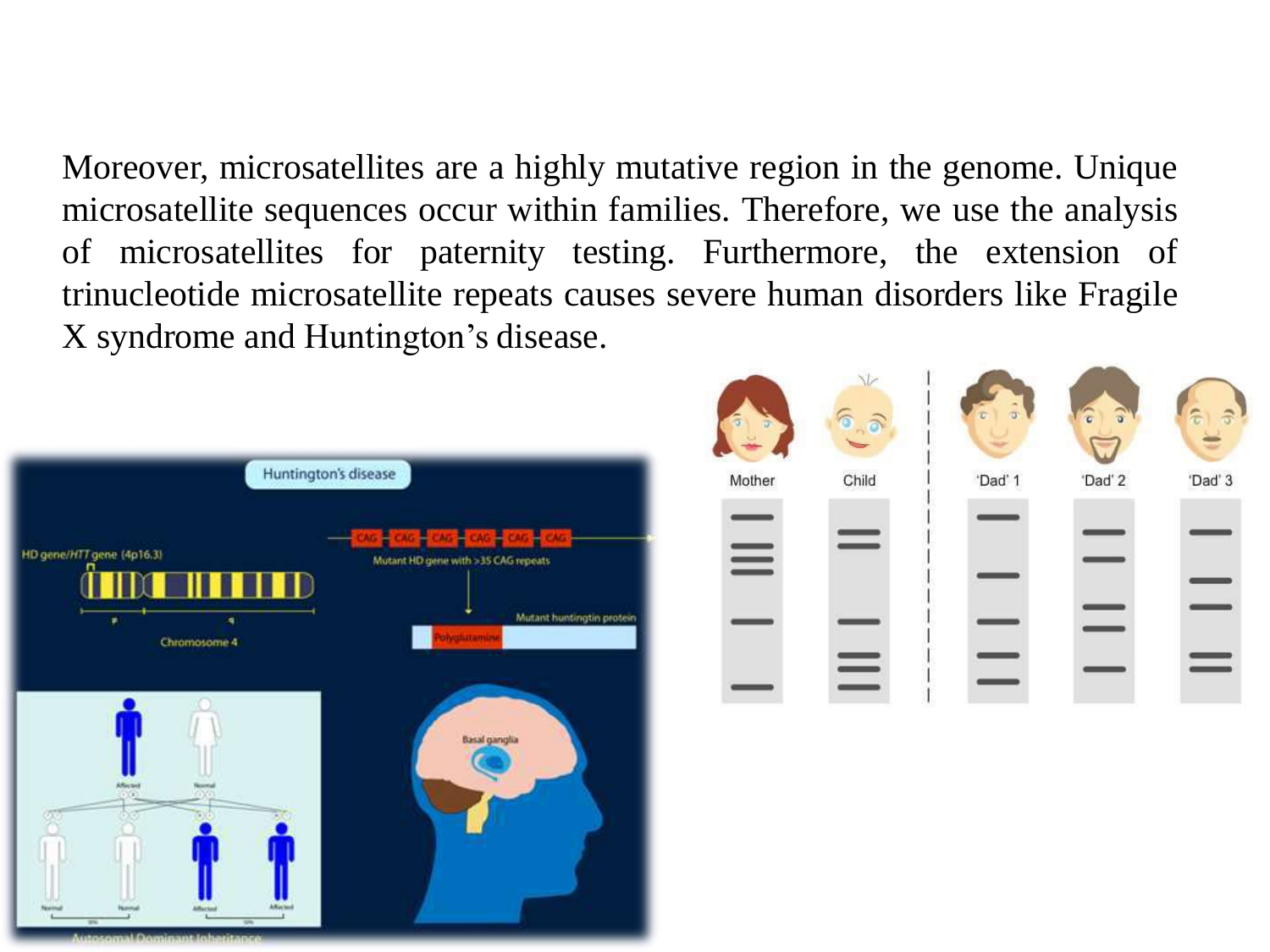Moreover, microsatellites are a highly mutative region in the genome. Unique microsatellite sequences occur within families. Therefore, we use the analysis of microsatellites for paternity testing. Furthermore, the extension of trinucleotide microsatellite repeats causes severe human disorders like Fragile X syndrome and Huntington's disease.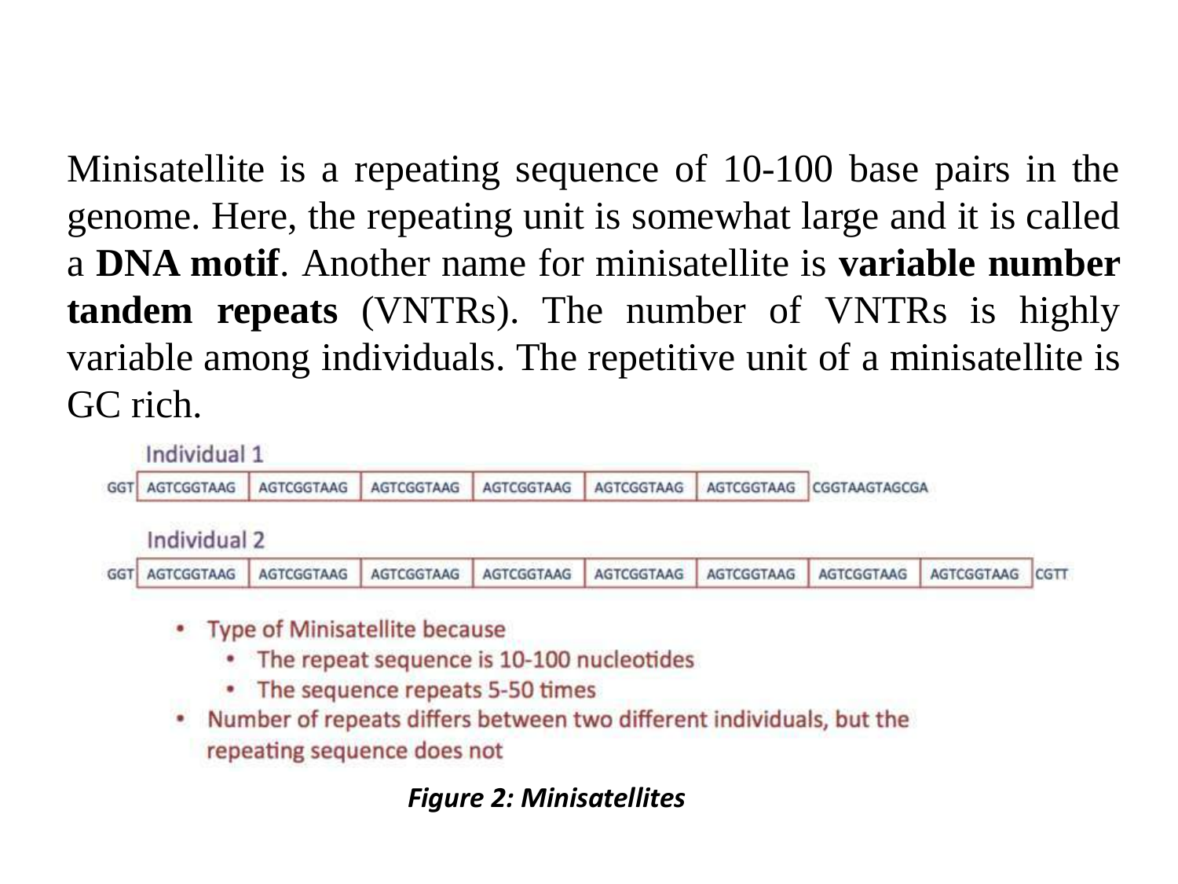Minisatellite is a repeating sequence of 10-100 base pairs in the genome. Here, the repeating unit is somewhat large and it is called a **DNA motif**. Another name for minisatellite is **variable number tandem repeats** (VNTRs). The number of VNTRs is highly variable among individuals. The repetitive unit of a minisatellite is GC rich.

Individual 1

GGT | AGTCGGTAAG | AGTCGGTAAG | AGTCGGTAAG | AGTCGGTAAG | AGTCGGTAAG | AGTCGGTAAG | CGGTAAGTAGCGA

Individual 2

GGT | AGTCGGTAAG | AGTCGGTAAG | AGTCGGTAAG | AGTCGGTAAG | AGTCGGTAAG | AGTCGGTAAG | AGTCGGTAAG | AGTCGGTAAG | CGTT

- Type of Minisatellite because
  - The repeat sequence is 10-100 nucleotides
  - The sequence repeats 5-50 times
- Number of repeats differs between two different individuals, but the repeating sequence does not

***Figure 2: Minisatellites***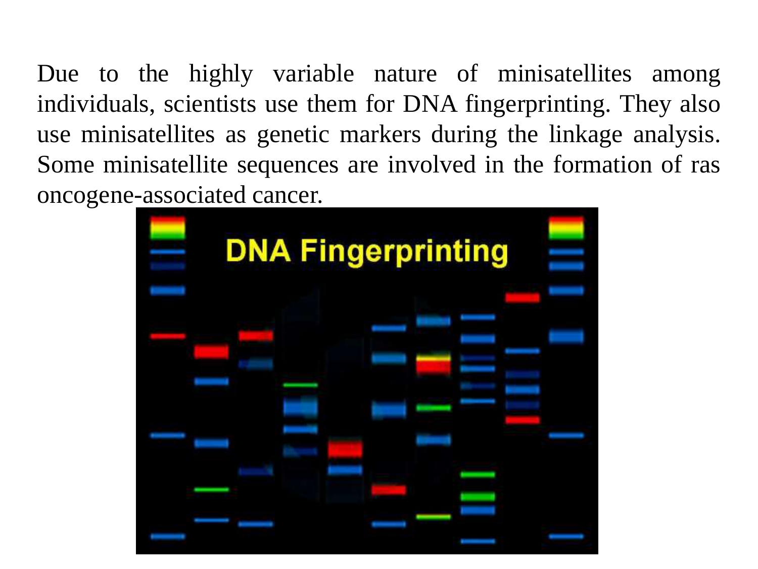Due to the highly variable nature of minisatellites among individuals, scientists use them for DNA fingerprinting. They also use minisatellites as genetic markers during the linkage analysis. Some minisatellite sequences are involved in the formation of ras oncogene-associated cancer.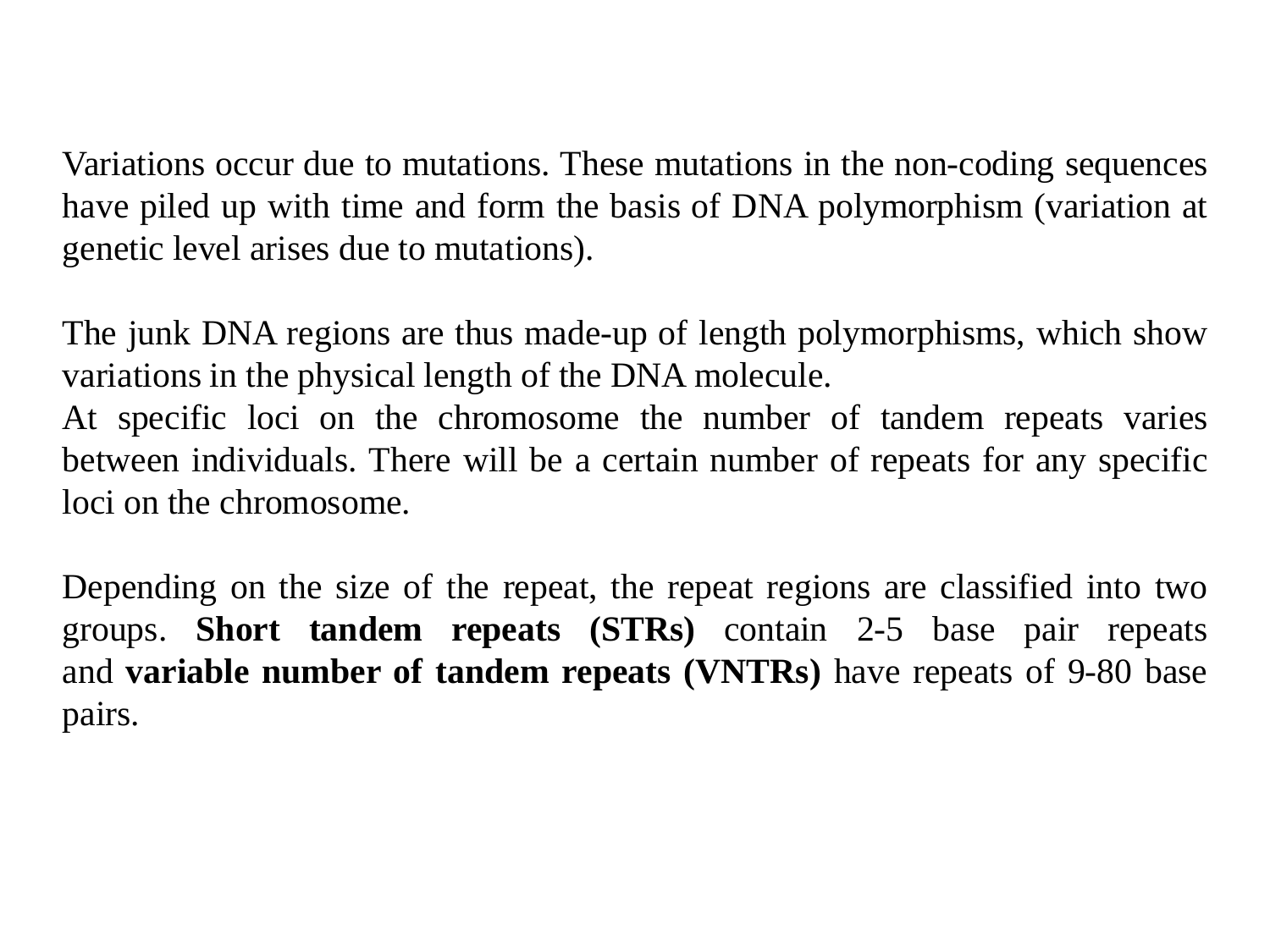Variations occur due to mutations. These mutations in the non-coding sequences have piled up with time and form the basis of DNA polymorphism (variation at genetic level arises due to mutations).

The junk DNA regions are thus made-up of length polymorphisms, which show variations in the physical length of the DNA molecule.
At specific loci on the chromosome the number of tandem repeats varies between individuals. There will be a certain number of repeats for any specific loci on the chromosome.

Depending on the size of the repeat, the repeat regions are classified into two groups. **Short tandem repeats (STRs)** contain 2-5 base pair repeats and **variable number of tandem repeats (VNTRs)** have repeats of 9-80 base pairs.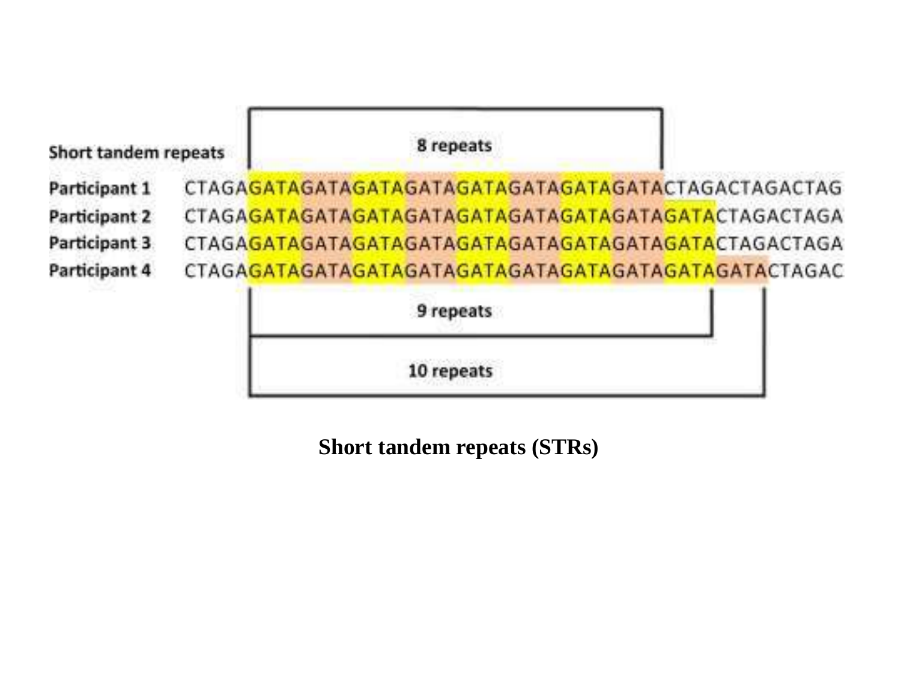Short tandem repeats

8 repeats

Participant 1 CTAGAGATAGATAGATAGATAGATAGATAGATAGATACTAGACTAGACTAG

Participant 2 CTAGAGATAGATAGATAGATAGATAGATAGATAGATAGATACTAGACTAGA

Participant 3 CTAGAGATAGATAGATAGATAGATAGATAGATAGATAGATACTAGACTAGA

Participant 4 CTAGAGATAGATAGATAGATAGATAGATAGATAGATAGATAGATACTAGAC

9 repeats

10 repeats

**Short tandem repeats (STRs)**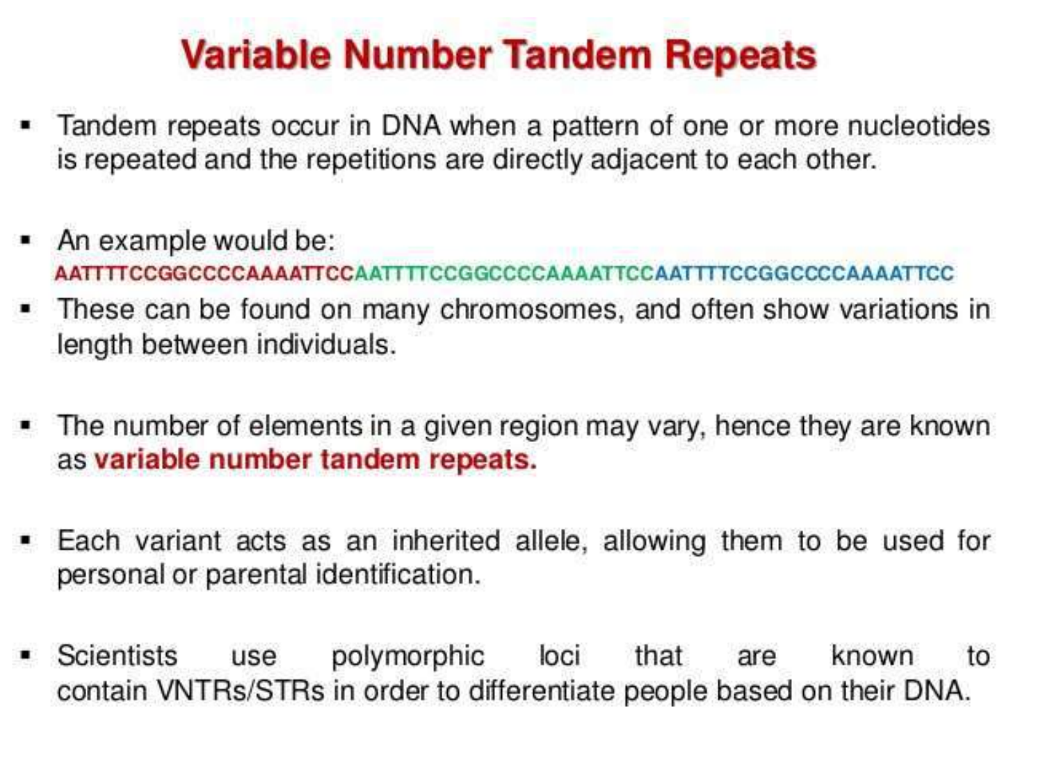# Variable Number Tandem Repeats

- Tandem repeats occur in DNA when a pattern of one or more nucleotides is repeated and the repetitions are directly adjacent to each other.
- An example would be:
  AATTTTCCGGCCCCAAAATTCCAATTTTCCGGCCCCAAAATTCCAATTTTCCGGCCCCAAAATTCC
- These can be found on many chromosomes, and often show variations in length between individuals.
- The number of elements in a given region may vary, hence they are known as **variable number tandem repeats.**
- Each variant acts as an inherited allele, allowing them to be used for personal or parental identification.
- Scientists use polymorphic loci that are known to contain VNTRs/STRs in order to differentiate people based on their DNA.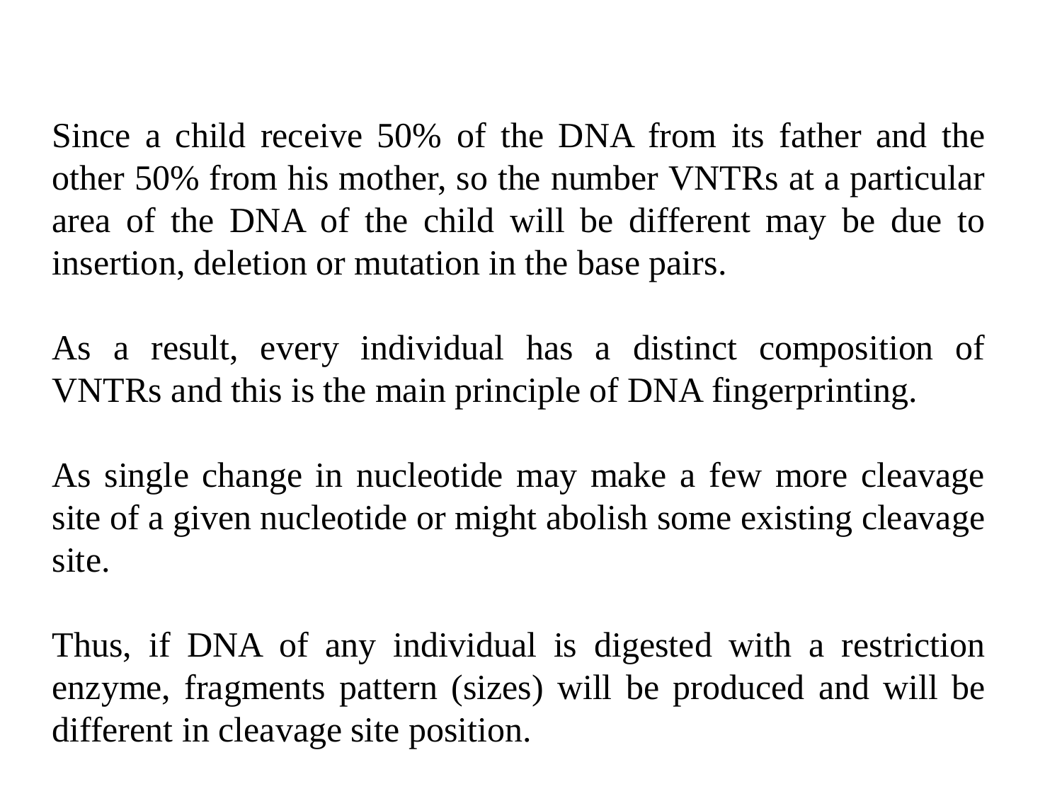Since a child receive 50% of the DNA from its father and the other 50% from his mother, so the number VNTRs at a particular area of the DNA of the child will be different may be due to insertion, deletion or mutation in the base pairs.

As a result, every individual has a distinct composition of VNTRs and this is the main principle of DNA fingerprinting.

As single change in nucleotide may make a few more cleavage site of a given nucleotide or might abolish some existing cleavage site.

Thus, if DNA of any individual is digested with a restriction enzyme, fragments pattern (sizes) will be produced and will be different in cleavage site position.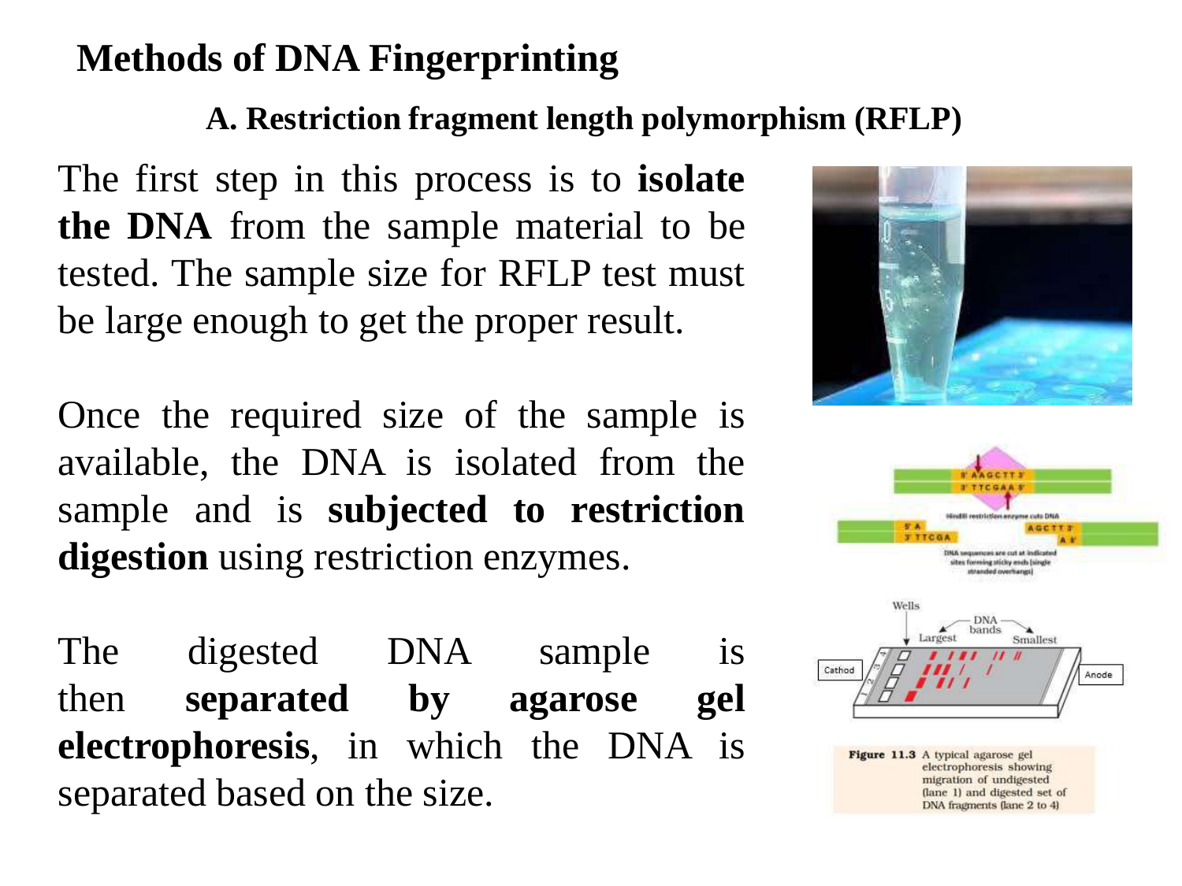# Methods of DNA Fingerprinting

## A. Restriction fragment length polymorphism (RFLP)

The first step in this process is to **isolate the DNA** from the sample material to be tested. The sample size for RFLP test must be large enough to get the proper result.

Once the required size of the sample is available, the DNA is isolated from the sample and is **subjected to restriction digestion** using restriction enzymes.

The digested DNA sample is then **separated by agarose gel electrophoresis**, in which the DNA is separated based on the size.

**Figure 11.3** A typical agarose gel electrophoresis showing migration of undigested (lane 1) and digested set of DNA fragments (lane 2 to 4)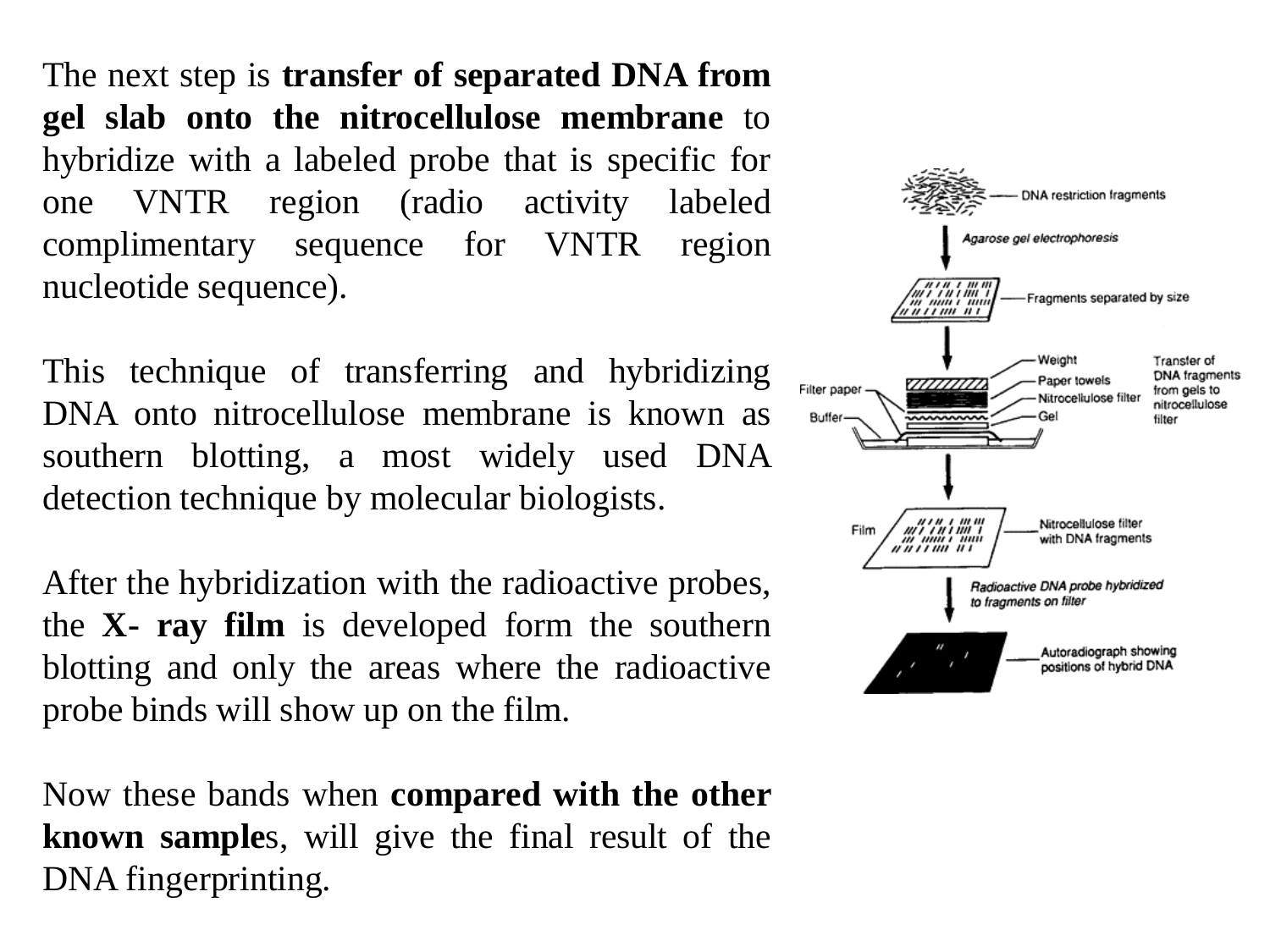The next step is **transfer of separated DNA from gel slab onto the nitrocellulose membrane** to hybridize with a labeled probe that is specific for one VNTR region (radio activity labeled complimentary sequence for VNTR region nucleotide sequence).

This technique of transferring and hybridizing DNA onto nitrocellulose membrane is known as southern blotting, a most widely used DNA detection technique by molecular biologists.

After the hybridization with the radioactive probes, the **X- ray film** is developed form the southern blotting and only the areas where the radioactive probe binds will show up on the film.

Now these bands when **compared with the other known sample**s, will give the final result of the DNA fingerprinting.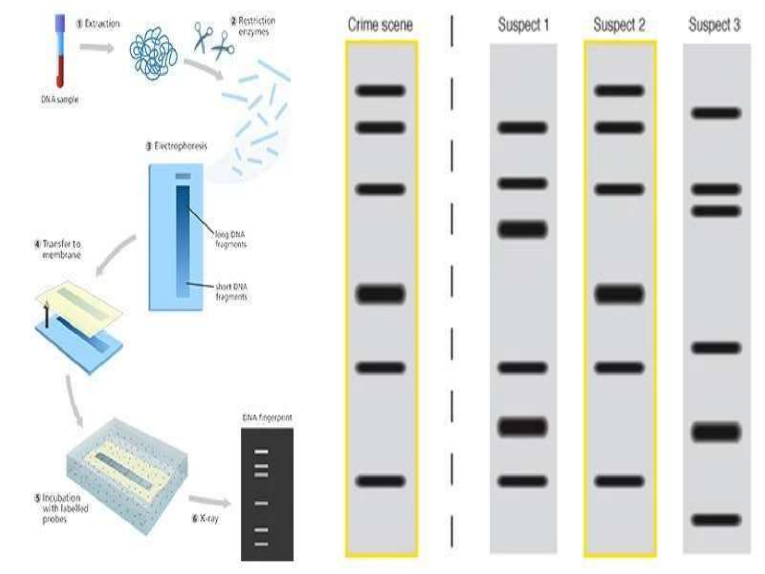① Extraction

② Restriction enzymes

DNA sample

③ Electrophoresis

long DNA fragments

short DNA fragments

④ Transfer to membrane

⑤ Incubation with labelled probes

⑥ X-ray

DNA fingerprint

Crime scene

Suspect 1

Suspect 2

Suspect 3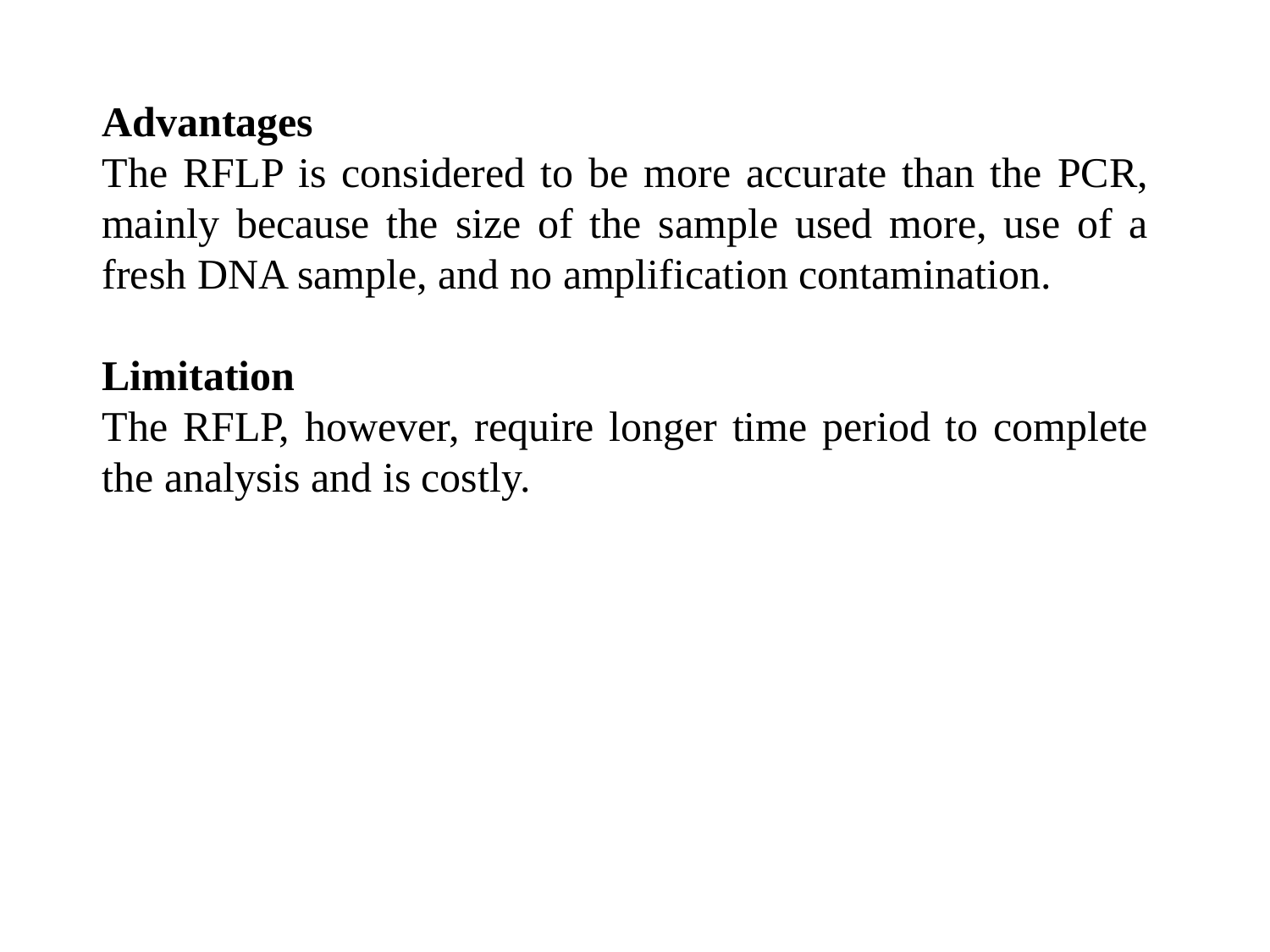**Advantages**

The RFLP is considered to be more accurate than the PCR, mainly because the size of the sample used more, use of a fresh DNA sample, and no amplification contamination.

**Limitation**

The RFLP, however, require longer time period to complete the analysis and is costly.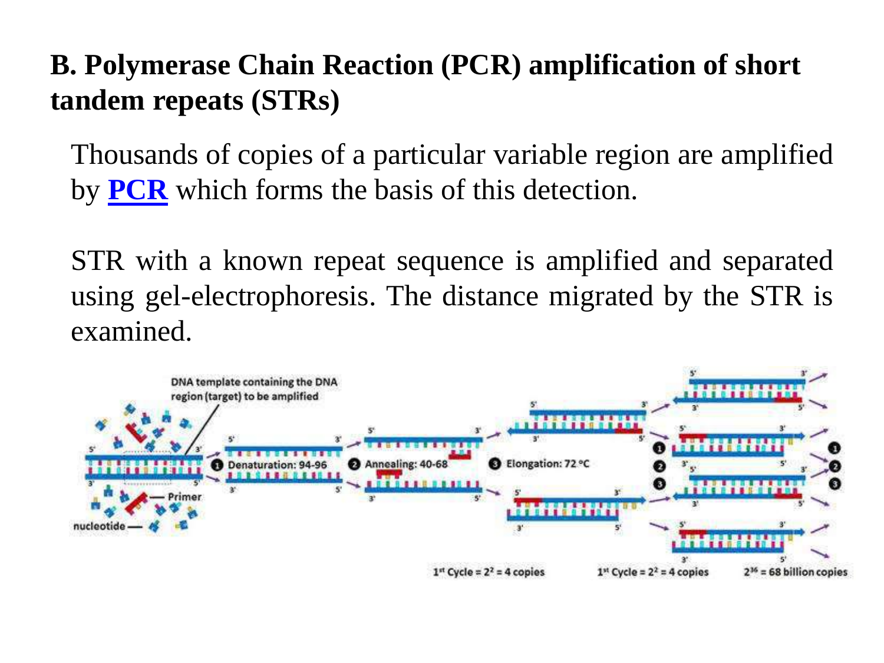## B. Polymerase Chain Reaction (PCR) amplification of short tandem repeats (STRs)

Thousands of copies of a particular variable region are amplified by **PCR** which forms the basis of this detection.

STR with a known repeat sequence is amplified and separated using gel-electrophoresis. The distance migrated by the STR is examined.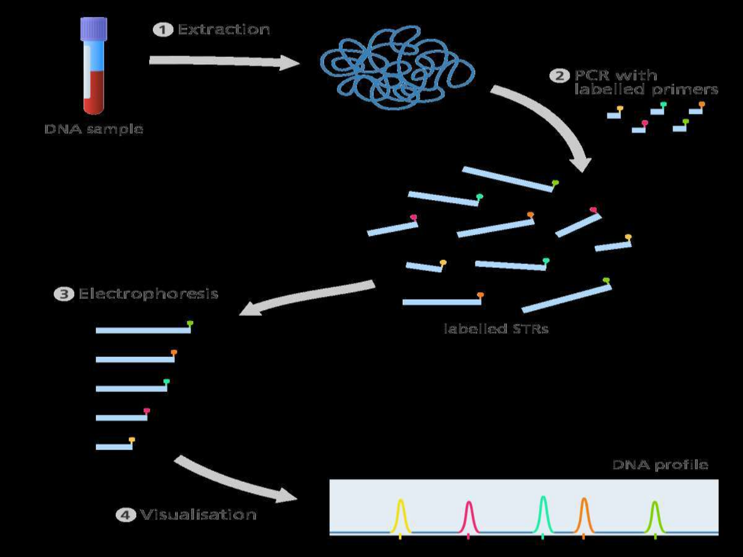1 Extraction

DNA sample

2 PCR with labelled primers

labelled STRs

3 Electrophoresis

4 Visualisation

DNA profile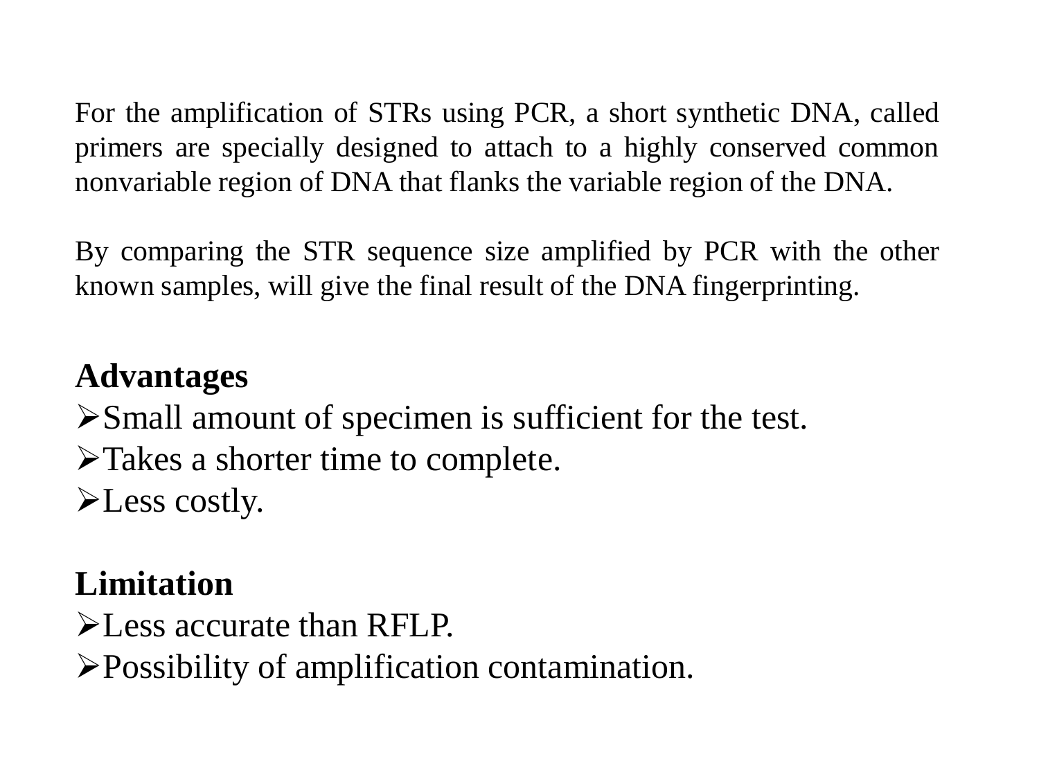For the amplification of STRs using PCR, a short synthetic DNA, called primers are specially designed to attach to a highly conserved common nonvariable region of DNA that flanks the variable region of the DNA.

By comparing the STR sequence size amplified by PCR with the other known samples, will give the final result of the DNA fingerprinting.

**Advantages**

- Small amount of specimen is sufficient for the test.
- Takes a shorter time to complete.
- Less costly.

**Limitation**

- Less accurate than RFLP.
- Possibility of amplification contamination.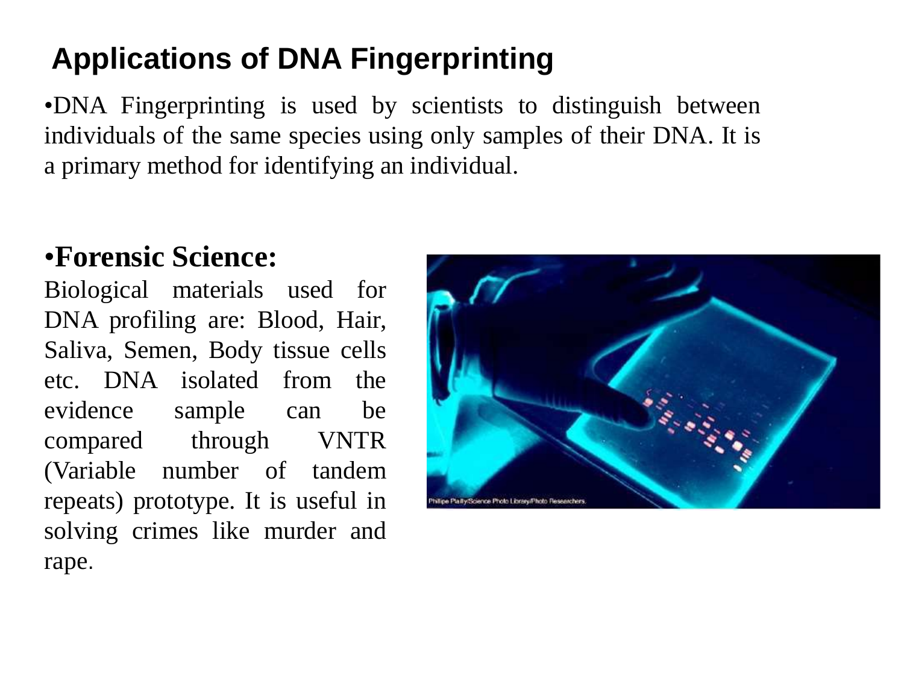## Applications of DNA Fingerprinting

- DNA Fingerprinting is used by scientists to distinguish between individuals of the same species using only samples of their DNA. It is a primary method for identifying an individual.

- **Forensic Science:**

Biological materials used for DNA profiling are: Blood, Hair, Saliva, Semen, Body tissue cells etc. DNA isolated from the evidence sample can be compared through VNTR (Variable number of tandem repeats) prototype. It is useful in solving crimes like murder and rape.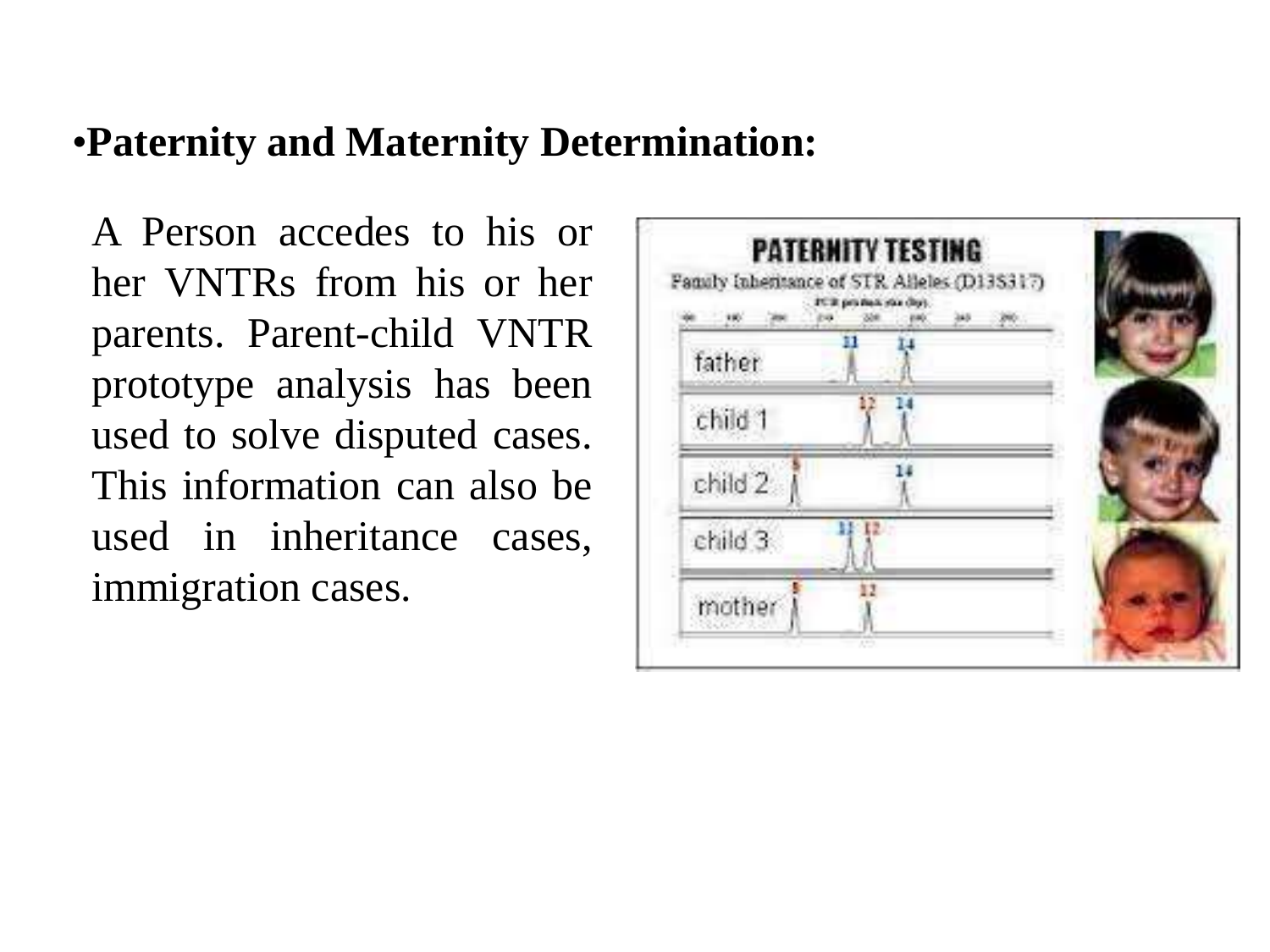- **Paternity and Maternity Determination:**

A Person accedes to his or her VNTRs from his or her parents. Parent-child VNTR prototype analysis has been used to solve disputed cases. This information can also be used in inheritance cases, immigration cases.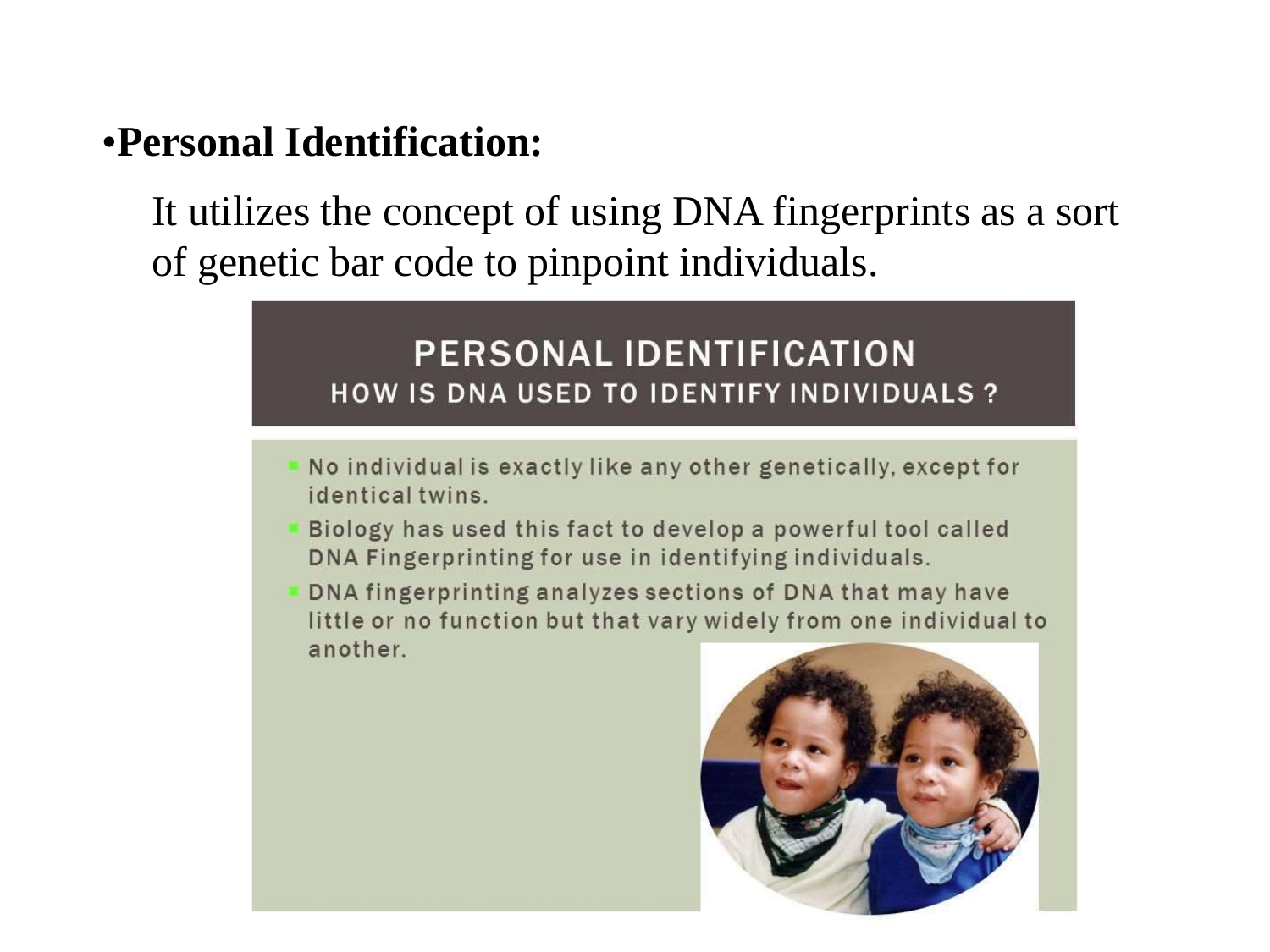- **Personal Identification:**

  It utilizes the concept of using DNA fingerprints as a sort of genetic bar code to pinpoint individuals.

## PERSONAL IDENTIFICATION
### HOW IS DNA USED TO IDENTIFY INDIVIDUALS ?

- No individual is exactly like any other genetically, except for identical twins.
- Biology has used this fact to develop a powerful tool called DNA Fingerprinting for use in identifying individuals.
- DNA fingerprinting analyzes sections of DNA that may have little or no function but that vary widely from one individual to another.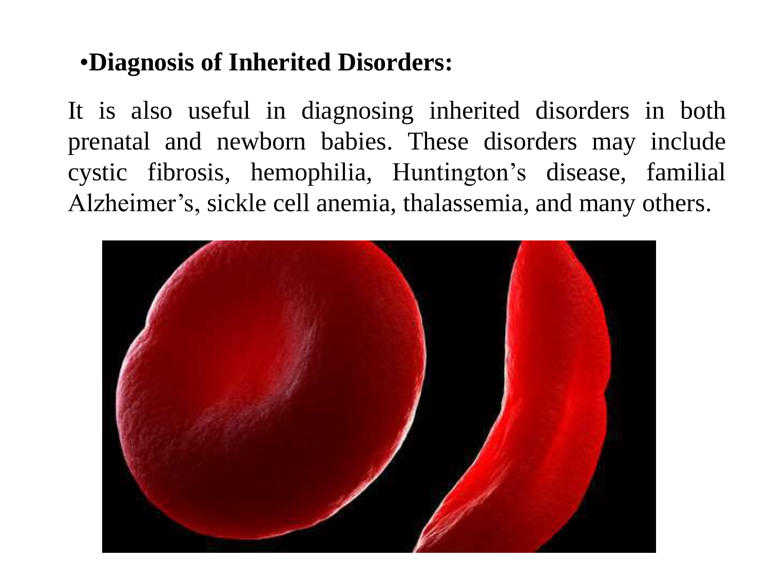- **Diagnosis of Inherited Disorders:**

It is also useful in diagnosing inherited disorders in both prenatal and newborn babies. These disorders may include cystic fibrosis, hemophilia, Huntington's disease, familial Alzheimer's, sickle cell anemia, thalassemia, and many others.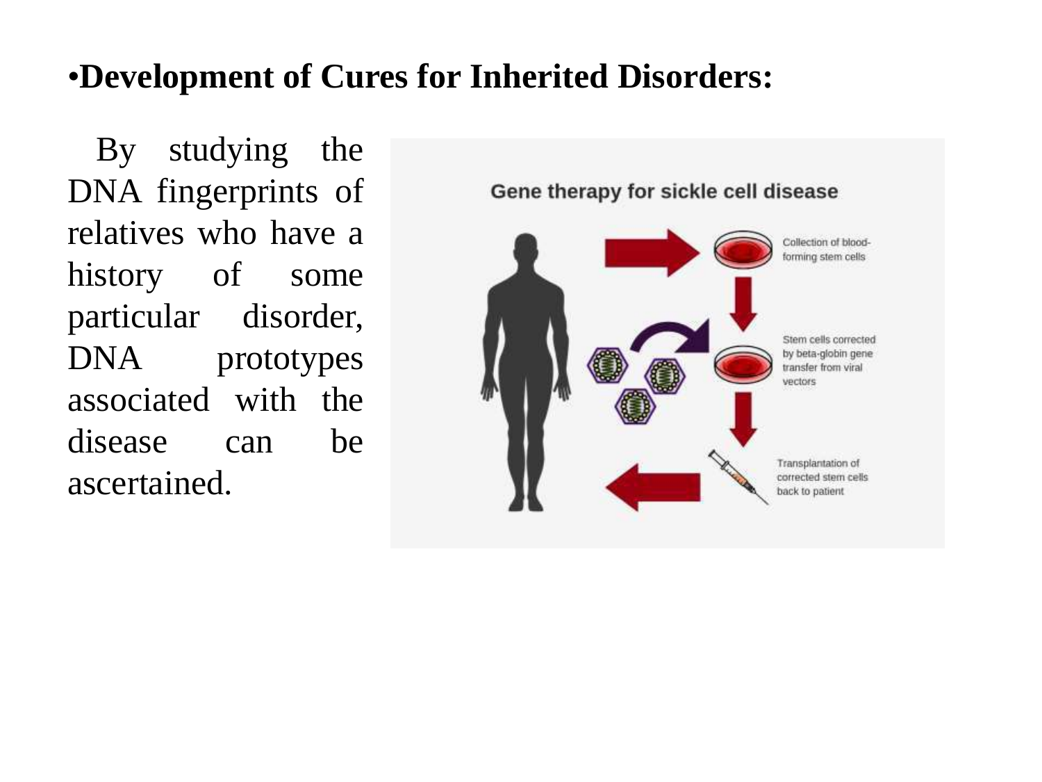- **Development of Cures for Inherited Disorders:**

By studying the DNA fingerprints of relatives who have a history of some particular disorder, DNA prototypes associated with the disease can be ascertained.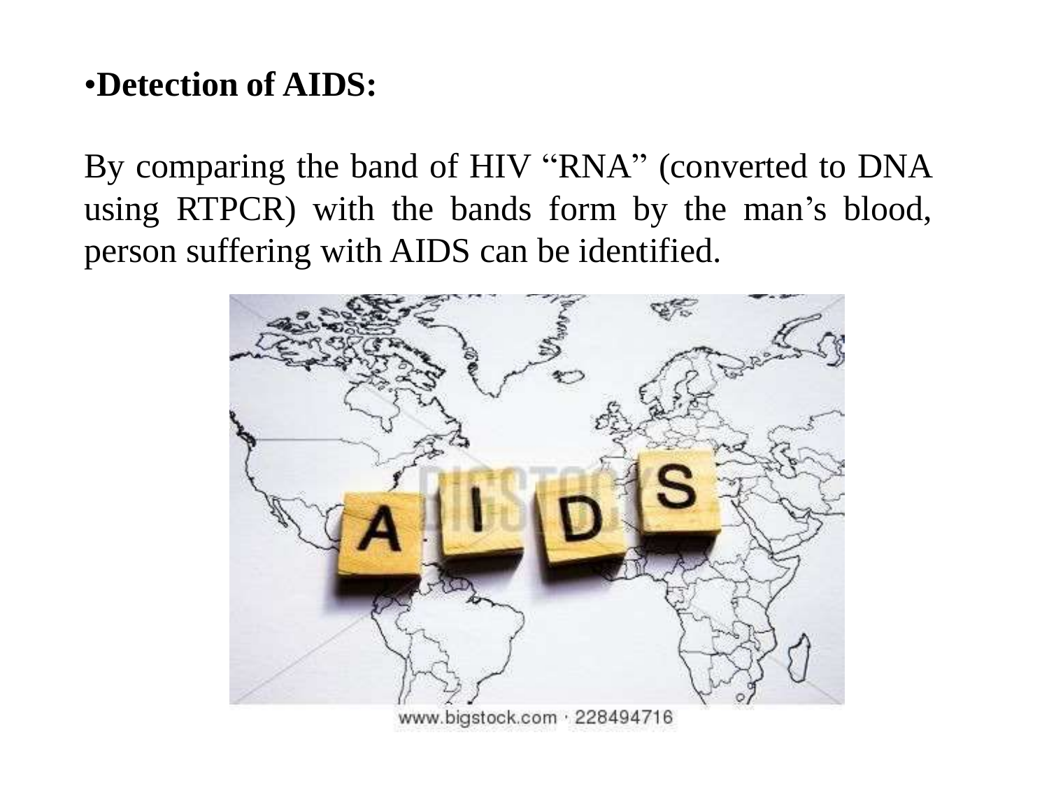•**Detection of AIDS:**

By comparing the band of HIV “RNA” (converted to DNA using RTPCR) with the bands form by the man’s blood, person suffering with AIDS can be identified.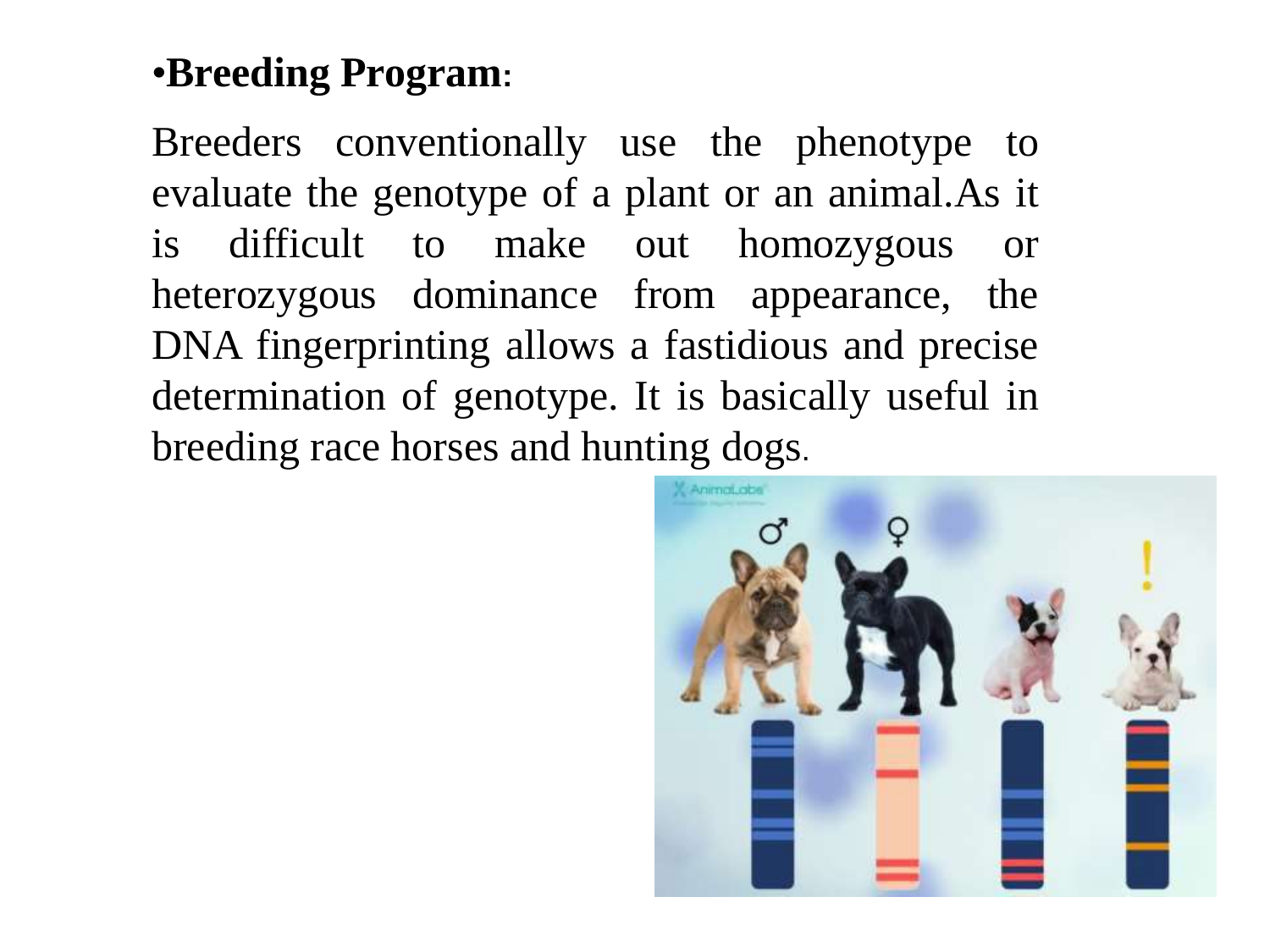- **Breeding Program**:

Breeders conventionally use the phenotype to evaluate the genotype of a plant or an animal.As it is difficult to make out homozygous or heterozygous dominance from appearance, the DNA fingerprinting allows a fastidious and precise determination of genotype. It is basically useful in breeding race horses and hunting dogs.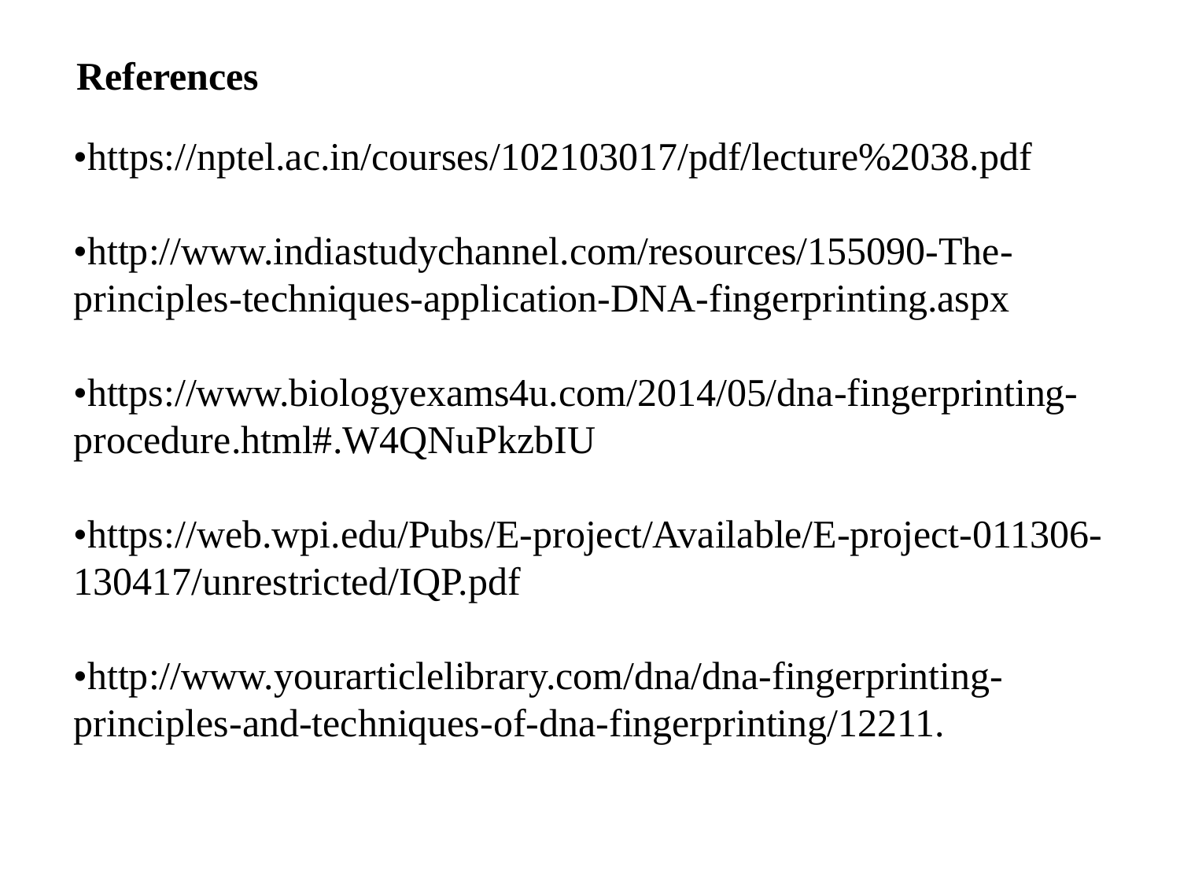## References

- https://nptel.ac.in/courses/102103017/pdf/lecture%2038.pdf

- http://www.indiastudychannel.com/resources/155090-The-principles-techniques-application-DNA-fingerprinting.aspx

- https://www.biologyexams4u.com/2014/05/dna-fingerprinting-procedure.html#.W4QNuPkzbIU

- https://web.wpi.edu/Pubs/E-project/Available/E-project-011306-130417/unrestricted/IQP.pdf

- http://www.yourarticlelibrary.com/dna/dna-fingerprinting-principles-and-techniques-of-dna-fingerprinting/12211.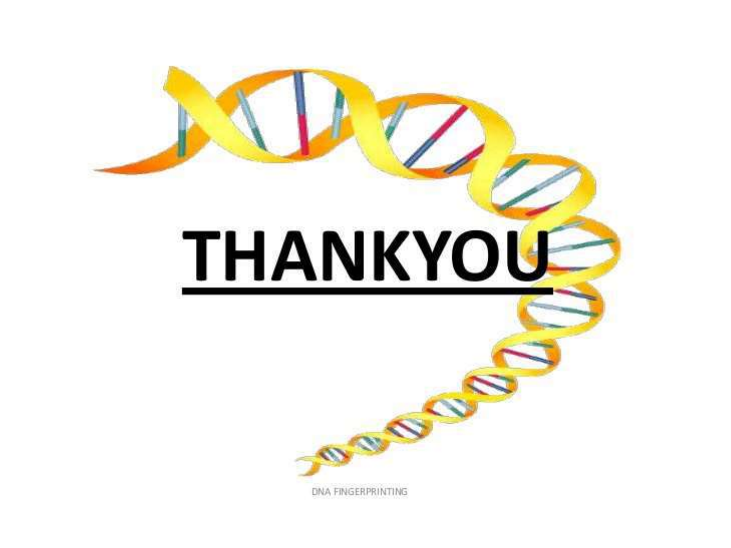# THANKYOU